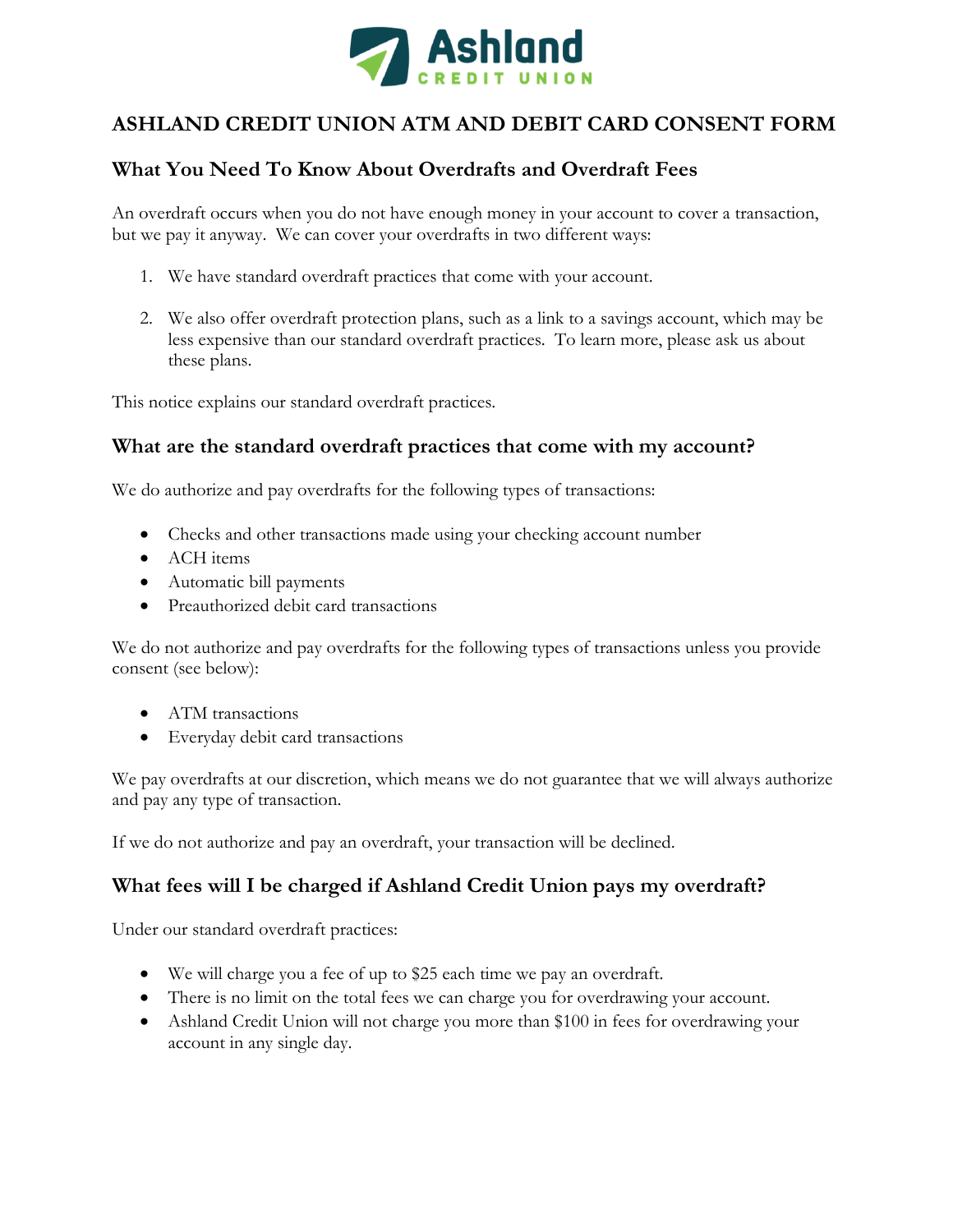# ASHLAND CREDIT UNION ATM AND DEBIT CARD CONSENT FORM

## What You Need To Know About Overdrafts and Overdraft Fees

An overdraft occurs when you do not have enough money in your account to cover a transaction, but we pay it anyway. We can cover your overdrafts in two different ways:

1. We have standard overdraft practices that come with your account.
2. We also offer overdraft protection plans, such as a link to a savings account, which may be less expensive than our standard overdraft practices. To learn more, please ask us about these plans.

This notice explains our standard overdraft practices.

## What are the standard overdraft practices that come with my account?

We do authorize and pay overdrafts for the following types of transactions:

- Checks and other transactions made using your checking account number
- ACH items
- Automatic bill payments
- Preauthorized debit card transactions

We do not authorize and pay overdrafts for the following types of transactions unless you provide consent (see below):

- ATM transactions
- Everyday debit card transactions

We pay overdrafts at our discretion, which means we do not guarantee that we will always authorize and pay any type of transaction.

If we do not authorize and pay an overdraft, your transaction will be declined.

## What fees will I be charged if Ashland Credit Union pays my overdraft?

Under our standard overdraft practices:

- We will charge you a fee of up to $25 each time we pay an overdraft.
- There is no limit on the total fees we can charge you for overdrawing your account.
- Ashland Credit Union will not charge you more than $100 in fees for overdrawing your account in any single day.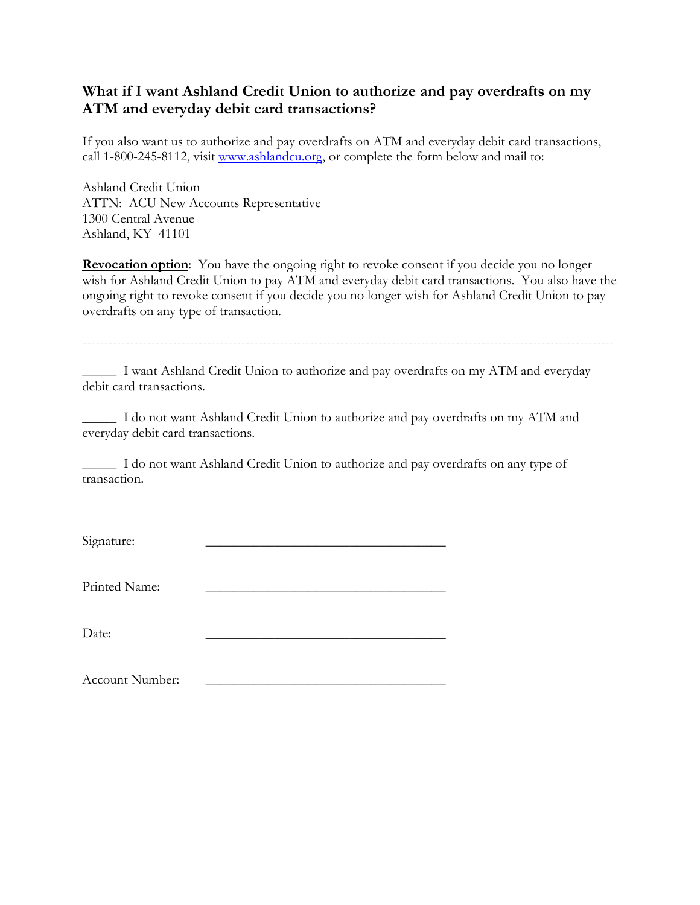### What if I want Ashland Credit Union to authorize and pay overdrafts on my ATM and everyday debit card transactions?

If you also want us to authorize and pay overdrafts on ATM and everyday debit card transactions, call 1-800-245-8112, visit www.ashlandcu.org, or complete the form below and mail to:

Ashland Credit Union  
ATTN: ACU New Accounts Representative  
1300 Central Avenue  
Ashland, KY 41101

**Revocation option**: You have the ongoing right to revoke consent if you decide you no longer wish for Ashland Credit Union to pay ATM and everyday debit card transactions. You also have the ongoing right to revoke consent if you decide you no longer wish for Ashland Credit Union to pay overdrafts on any type of transaction.

---

_____ I want Ashland Credit Union to authorize and pay overdrafts on my ATM and everyday debit card transactions.

_____ I do not want Ashland Credit Union to authorize and pay overdrafts on my ATM and everyday debit card transactions.

_____ I do not want Ashland Credit Union to authorize and pay overdrafts on any type of transaction.

Signature: ____________________________________

Printed Name: ____________________________________

Date: ____________________________________

Account Number: ____________________________________